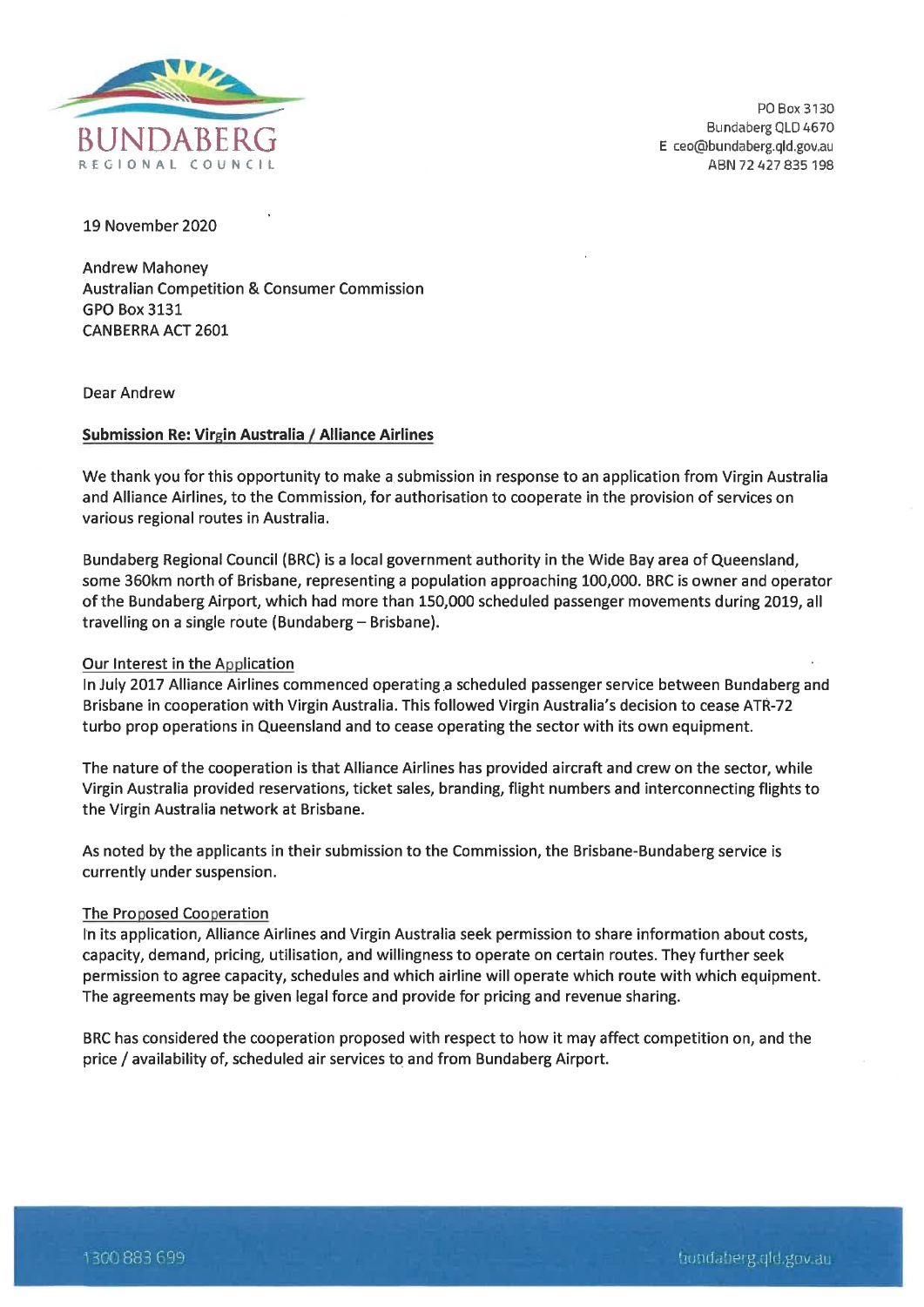BUNDABERG
REGIONAL COUNCIL

PO Box 3130
Bundaberg QLD 4670
E ceo@bundaberg.qld.gov.au
ABN 72 427 835 198

19 November 2020

Andrew Mahoney
Australian Competition & Consumer Commission
GPO Box 3131
CANBERRA ACT 2601

Dear Andrew

**Submission Re: Virgin Australia / Alliance Airlines**

We thank you for this opportunity to make a submission in response to an application from Virgin Australia and Alliance Airlines, to the Commission, for authorisation to cooperate in the provision of services on various regional routes in Australia.

Bundaberg Regional Council (BRC) is a local government authority in the Wide Bay area of Queensland, some 360km north of Brisbane, representing a population approaching 100,000. BRC is owner and operator of the Bundaberg Airport, which had more than 150,000 scheduled passenger movements during 2019, all travelling on a single route (Bundaberg – Brisbane).

Our Interest in the Application

In July 2017 Alliance Airlines commenced operating a scheduled passenger service between Bundaberg and Brisbane in cooperation with Virgin Australia. This followed Virgin Australia's decision to cease ATR-72 turbo prop operations in Queensland and to cease operating the sector with its own equipment.

The nature of the cooperation is that Alliance Airlines has provided aircraft and crew on the sector, while Virgin Australia provided reservations, ticket sales, branding, flight numbers and interconnecting flights to the Virgin Australia network at Brisbane.

As noted by the applicants in their submission to the Commission, the Brisbane-Bundaberg service is currently under suspension.

The Proposed Cooperation

In its application, Alliance Airlines and Virgin Australia seek permission to share information about costs, capacity, demand, pricing, utilisation, and willingness to operate on certain routes. They further seek permission to agree capacity, schedules and which airline will operate which route with which equipment. The agreements may be given legal force and provide for pricing and revenue sharing.

BRC has considered the cooperation proposed with respect to how it may affect competition on, and the price / availability of, scheduled air services to and from Bundaberg Airport.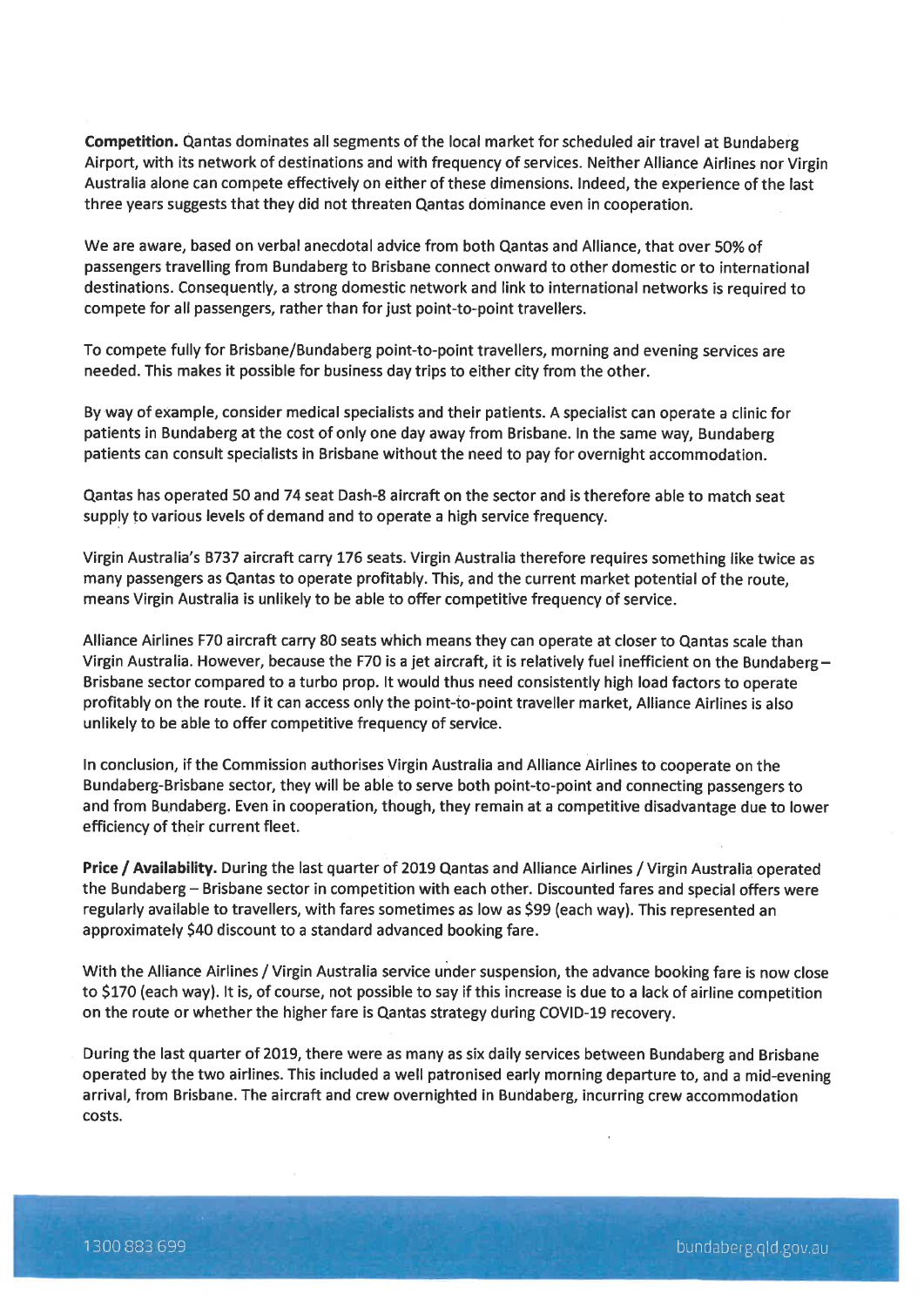**Competition.** Qantas dominates all segments of the local market for scheduled air travel at Bundaberg Airport, with its network of destinations and with frequency of services. Neither Alliance Airlines nor Virgin Australia alone can compete effectively on either of these dimensions. Indeed, the experience of the last three years suggests that they did not threaten Qantas dominance even in cooperation.

We are aware, based on verbal anecdotal advice from both Qantas and Alliance, that over 50% of passengers travelling from Bundaberg to Brisbane connect onward to other domestic or to international destinations. Consequently, a strong domestic network and link to international networks is required to compete for all passengers, rather than for just point-to-point travellers.

To compete fully for Brisbane/Bundaberg point-to-point travellers, morning and evening services are needed. This makes it possible for business day trips to either city from the other.

By way of example, consider medical specialists and their patients. A specialist can operate a clinic for patients in Bundaberg at the cost of only one day away from Brisbane. In the same way, Bundaberg patients can consult specialists in Brisbane without the need to pay for overnight accommodation.

Qantas has operated 50 and 74 seat Dash-8 aircraft on the sector and is therefore able to match seat supply to various levels of demand and to operate a high service frequency.

Virgin Australia's B737 aircraft carry 176 seats. Virgin Australia therefore requires something like twice as many passengers as Qantas to operate profitably. This, and the current market potential of the route, means Virgin Australia is unlikely to be able to offer competitive frequency of service.

Alliance Airlines F70 aircraft carry 80 seats which means they can operate at closer to Qantas scale than Virgin Australia. However, because the F70 is a jet aircraft, it is relatively fuel inefficient on the Bundaberg – Brisbane sector compared to a turbo prop. It would thus need consistently high load factors to operate profitably on the route. If it can access only the point-to-point traveller market, Alliance Airlines is also unlikely to be able to offer competitive frequency of service.

In conclusion, if the Commission authorises Virgin Australia and Alliance Airlines to cooperate on the Bundaberg-Brisbane sector, they will be able to serve both point-to-point and connecting passengers to and from Bundaberg. Even in cooperation, though, they remain at a competitive disadvantage due to lower efficiency of their current fleet.

**Price / Availability.** During the last quarter of 2019 Qantas and Alliance Airlines / Virgin Australia operated the Bundaberg – Brisbane sector in competition with each other. Discounted fares and special offers were regularly available to travellers, with fares sometimes as low as $99 (each way). This represented an approximately $40 discount to a standard advanced booking fare.

With the Alliance Airlines / Virgin Australia service under suspension, the advance booking fare is now close to $170 (each way). It is, of course, not possible to say if this increase is due to a lack of airline competition on the route or whether the higher fare is Qantas strategy during COVID-19 recovery.

During the last quarter of 2019, there were as many as six daily services between Bundaberg and Brisbane operated by the two airlines. This included a well patronised early morning departure to, and a mid-evening arrival, from Brisbane. The aircraft and crew overnighted in Bundaberg, incurring crew accommodation costs.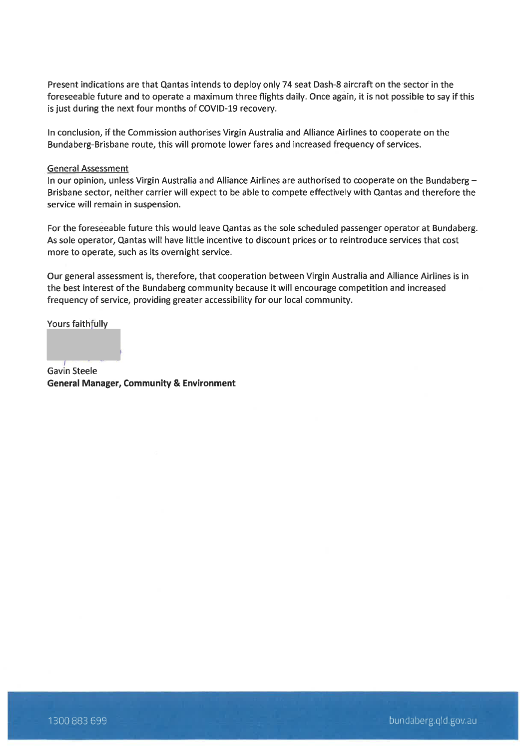Present indications are that Qantas intends to deploy only 74 seat Dash-8 aircraft on the sector in the foreseeable future and to operate a maximum three flights daily. Once again, it is not possible to say if this is just during the next four months of COVID-19 recovery.

In conclusion, if the Commission authorises Virgin Australia and Alliance Airlines to cooperate on the Bundaberg-Brisbane route, this will promote lower fares and increased frequency of services.

General Assessment

In our opinion, unless Virgin Australia and Alliance Airlines are authorised to cooperate on the Bundaberg – Brisbane sector, neither carrier will expect to be able to compete effectively with Qantas and therefore the service will remain in suspension.

For the foreseeable future this would leave Qantas as the sole scheduled passenger operator at Bundaberg. As sole operator, Qantas will have little incentive to discount prices or to reintroduce services that cost more to operate, such as its overnight service.

Our general assessment is, therefore, that cooperation between Virgin Australia and Alliance Airlines is in the best interest of the Bundaberg community because it will encourage competition and increased frequency of service, providing greater accessibility for our local community.

Yours faithfully

Gavin Steele
**General Manager, Community & Environment**

1300 883 699

bundaberg.qld.gov.au